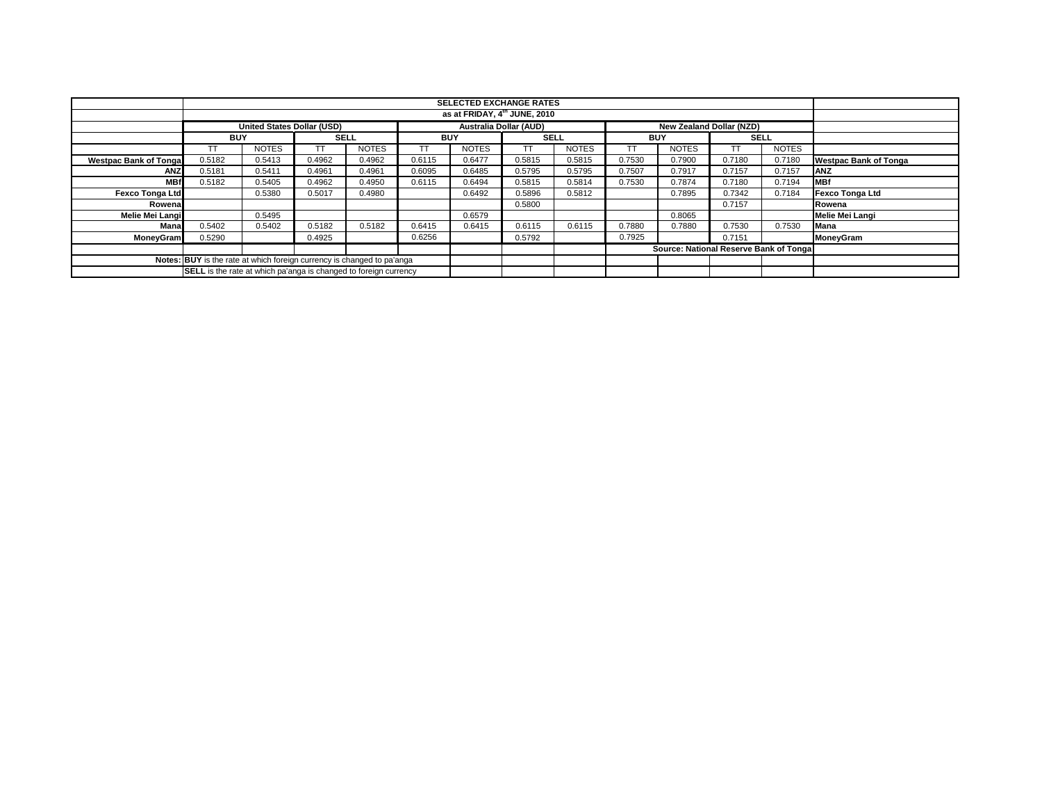| | SELECTED EXCHANGE RATES | | | | | | | | | | | | |
|---|---|---|---|---|---|---|---|---|---|---|---|---|---|
| | as at FRIDAY, 4th JUNE, 2010 | | | | | | | | | | | | |
| | United States Dollar (USD) | | | | Australia Dollar (AUD) | | | | New Zealand Dollar (NZD) | | | | |
| | BUY | | SELL | | BUY | | SELL | | BUY | | SELL | | |
| | TT | NOTES | TT | NOTES | TT | NOTES | TT | NOTES | TT | NOTES | TT | NOTES | |
| **Westpac Bank of Tonga** | 0.5182 | 0.5413 | 0.4962 | 0.4962 | 0.6115 | 0.6477 | 0.5815 | 0.5815 | 0.7530 | 0.7900 | 0.7180 | 0.7180 | **Westpac Bank of Tonga** |
| **ANZ** | 0.5181 | 0.5411 | 0.4961 | 0.4961 | 0.6095 | 0.6485 | 0.5795 | 0.5795 | 0.7507 | 0.7917 | 0.7157 | 0.7157 | **ANZ** |
| **MBf** | 0.5182 | 0.5405 | 0.4962 | 0.4950 | 0.6115 | 0.6494 | 0.5815 | 0.5814 | 0.7530 | 0.7874 | 0.7180 | 0.7194 | **MBf** |
| **Fexco Tonga Ltd** | | 0.5380 | 0.5017 | 0.4980 | | 0.6492 | 0.5896 | 0.5812 | | 0.7895 | 0.7342 | 0.7184 | **Fexco Tonga Ltd** |
| **Rowena** | | | | | | | 0.5800 | | | | 0.7157 | | **Rowena** |
| **Melie Mei Langi** | | 0.5495 | | | | 0.6579 | | | | 0.8065 | | | **Melie Mei Langi** |
| **Mana** | 0.5402 | 0.5402 | 0.5182 | 0.5182 | 0.6415 | 0.6415 | 0.6115 | 0.6115 | 0.7880 | 0.7880 | 0.7530 | 0.7530 | **Mana** |
| **MoneyGram** | 0.5290 | | 0.4925 | | 0.6256 | | 0.5792 | | 0.7925 | | 0.7151 | | **MoneyGram** |
| | | | | | | | | | **Source: National Reserve Bank of Tonga** | | | | |
| **Notes:** | **BUY** is the rate at which foreign currency is changed to pa'anga | | | | | | | | | | | | |
| | **SELL** is the rate at which pa'anga is changed to foreign currency | | | | | | | | | | | | |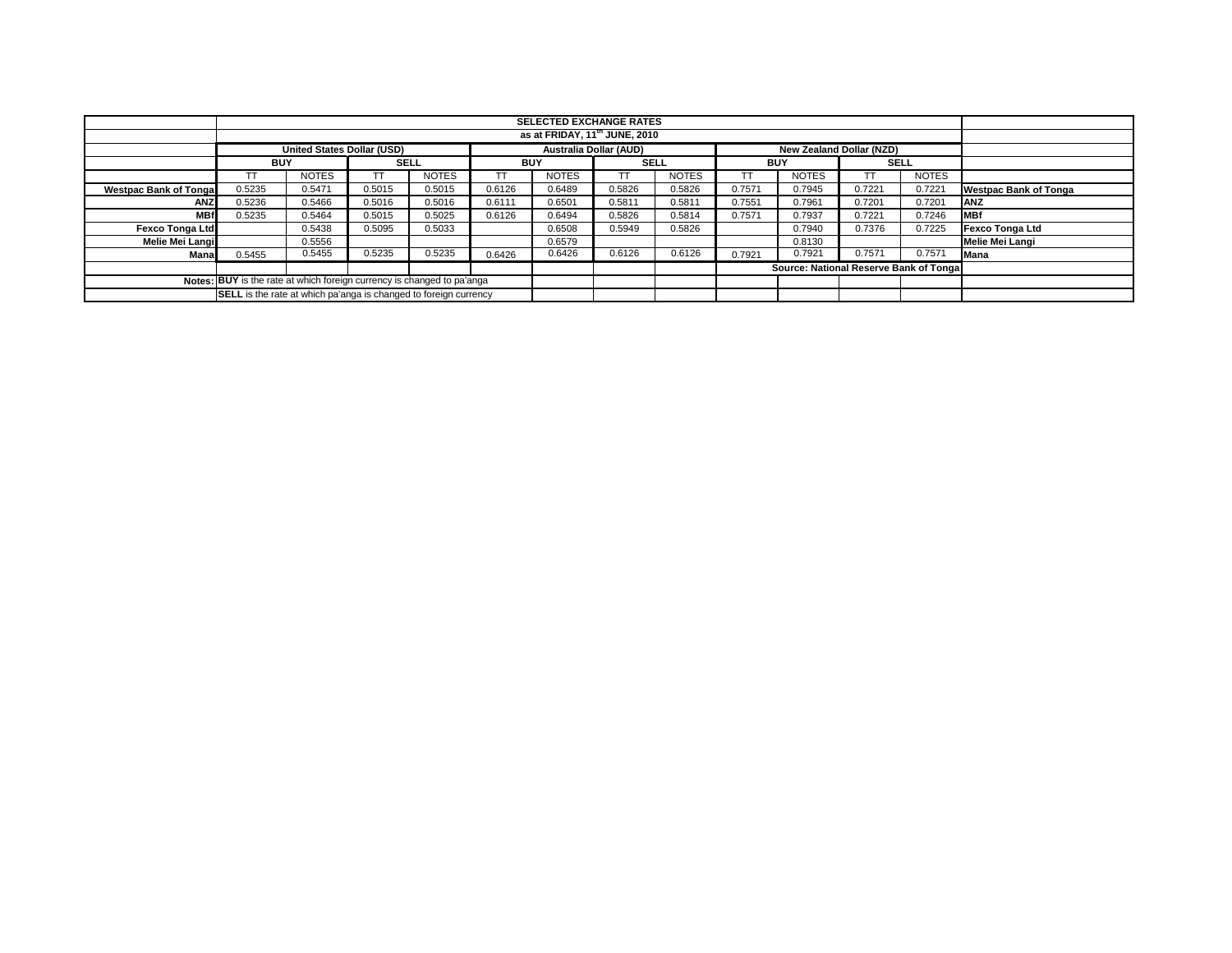| | SELECTED EXCHANGE RATES | | | | | | | | | | | | |
|---|---|---|---|---|---|---|---|---|---|---|---|---|---|
| | as at FRIDAY, 11th JUNE, 2010 | | | | | | | | | | | | |
| | United States Dollar (USD) | | | | Australia Dollar (AUD) | | | | New Zealand Dollar (NZD) | | | | |
| | BUY | | SELL | | BUY | | SELL | | BUY | | SELL | | |
| | TT | NOTES | TT | NOTES | TT | NOTES | TT | NOTES | TT | NOTES | TT | NOTES | |
| Westpac Bank of Tonga | 0.5235 | 0.5471 | 0.5015 | 0.5015 | 0.6126 | 0.6489 | 0.5826 | 0.5826 | 0.7571 | 0.7945 | 0.7221 | 0.7221 | Westpac Bank of Tonga |
| ANZ | 0.5236 | 0.5466 | 0.5016 | 0.5016 | 0.6111 | 0.6501 | 0.5811 | 0.5811 | 0.7551 | 0.7961 | 0.7201 | 0.7201 | ANZ |
| MBf | 0.5235 | 0.5464 | 0.5015 | 0.5025 | 0.6126 | 0.6494 | 0.5826 | 0.5814 | 0.7571 | 0.7937 | 0.7221 | 0.7246 | MBf |
| Fexco Tonga Ltd | | 0.5438 | 0.5095 | 0.5033 | | 0.6508 | 0.5949 | 0.5826 | | 0.7940 | 0.7376 | 0.7225 | Fexco Tonga Ltd |
| Melie Mei Langi | | 0.5556 | | | | 0.6579 | | | | 0.8130 | | | Melie Mei Langi |
| Mana | 0.5455 | 0.5455 | 0.5235 | 0.5235 | 0.6426 | 0.6426 | 0.6126 | 0.6126 | 0.7921 | 0.7921 | 0.7571 | 0.7571 | Mana |
| | | | | | | | | | Source: National Reserve Bank of Tonga | | | | |
| Notes: | BUY is the rate at which foreign currency is changed to pa'anga | | | | | | | | | | | | |
| | SELL is the rate at which pa'anga is changed to foreign currency | | | | | | | | | | | | |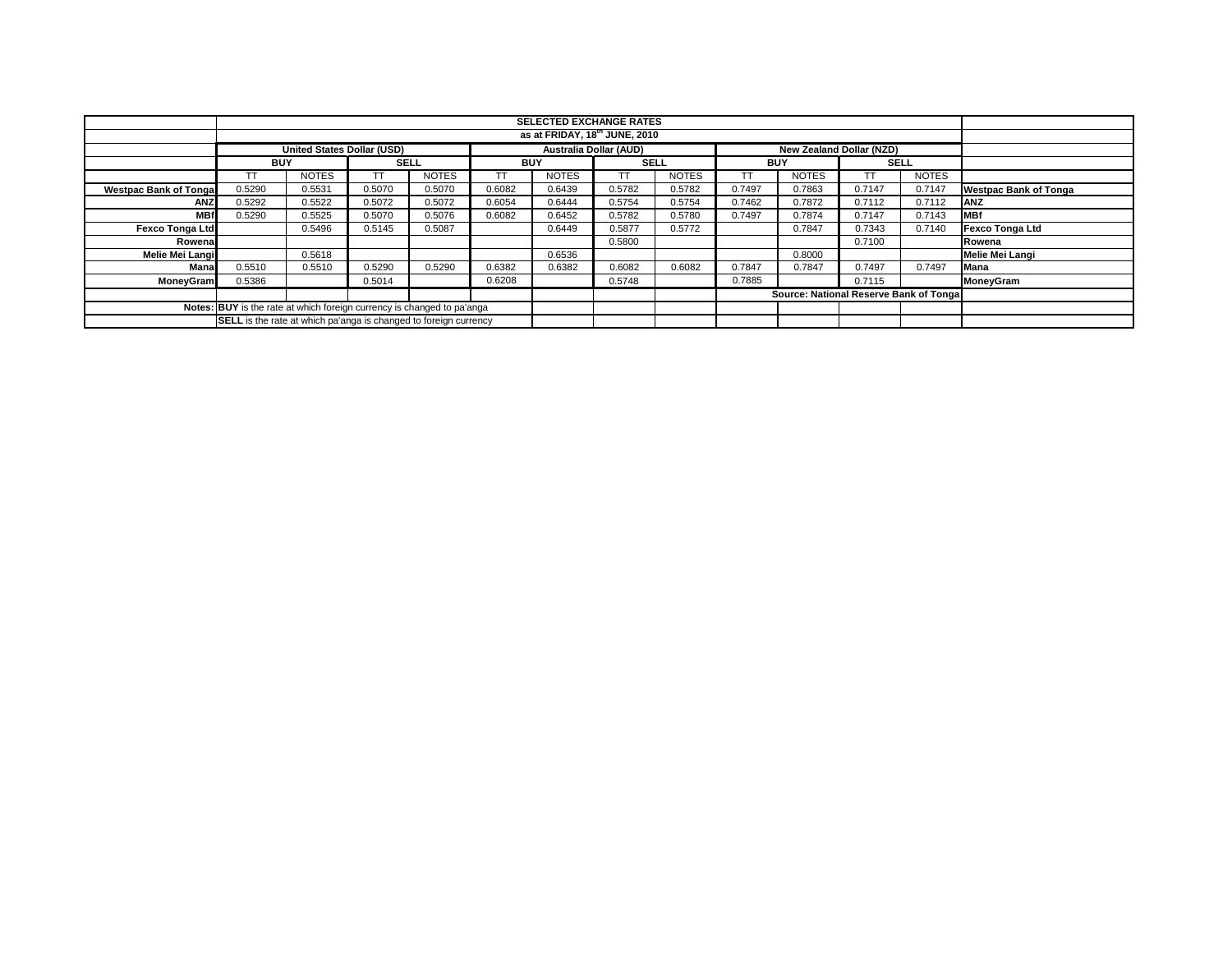# SELECTED EXCHANGE RATES

as at FRIDAY, 18th JUNE, 2010

| | United States Dollar (USD) | | | | Australia Dollar (AUD) | | | | New Zealand Dollar (NZD) | | | | |
|---|---|---|---|---|---|---|---|---|---|---|---|---|---|
| | BUY | | SELL | | BUY | | SELL | | BUY | | SELL | | |
| | TT | NOTES | TT | NOTES | TT | NOTES | TT | NOTES | TT | NOTES | TT | NOTES | |
| Westpac Bank of Tonga | 0.5290 | 0.5531 | 0.5070 | 0.5070 | 0.6082 | 0.6439 | 0.5782 | 0.5782 | 0.7497 | 0.7863 | 0.7147 | 0.7147 | Westpac Bank of Tonga |
| ANZ | 0.5292 | 0.5522 | 0.5072 | 0.5072 | 0.6054 | 0.6444 | 0.5754 | 0.5754 | 0.7462 | 0.7872 | 0.7112 | 0.7112 | ANZ |
| MBf | 0.5290 | 0.5525 | 0.5070 | 0.5076 | 0.6082 | 0.6452 | 0.5782 | 0.5780 | 0.7497 | 0.7874 | 0.7147 | 0.7143 | MBf |
| Fexco Tonga Ltd | | 0.5496 | 0.5145 | 0.5087 | | 0.6449 | 0.5877 | 0.5772 | | 0.7847 | 0.7343 | 0.7140 | Fexco Tonga Ltd |
| Rowena | | | | | | | 0.5800 | | | | 0.7100 | | Rowena |
| Melie Mei Langi | | 0.5618 | | | | 0.6536 | | | | 0.8000 | | | Melie Mei Langi |
| Mana | 0.5510 | 0.5510 | 0.5290 | 0.5290 | 0.6382 | 0.6382 | 0.6082 | 0.6082 | 0.7847 | 0.7847 | 0.7497 | 0.7497 | Mana |
| MoneyGram | 0.5386 | | 0.5014 | | 0.6208 | | 0.5748 | | 0.7885 | | 0.7115 | | MoneyGram |

Source: National Reserve Bank of Tonga

Notes: **BUY** is the rate at which foreign currency is changed to pa'anga

**SELL** is the rate at which pa'anga is changed to foreign currency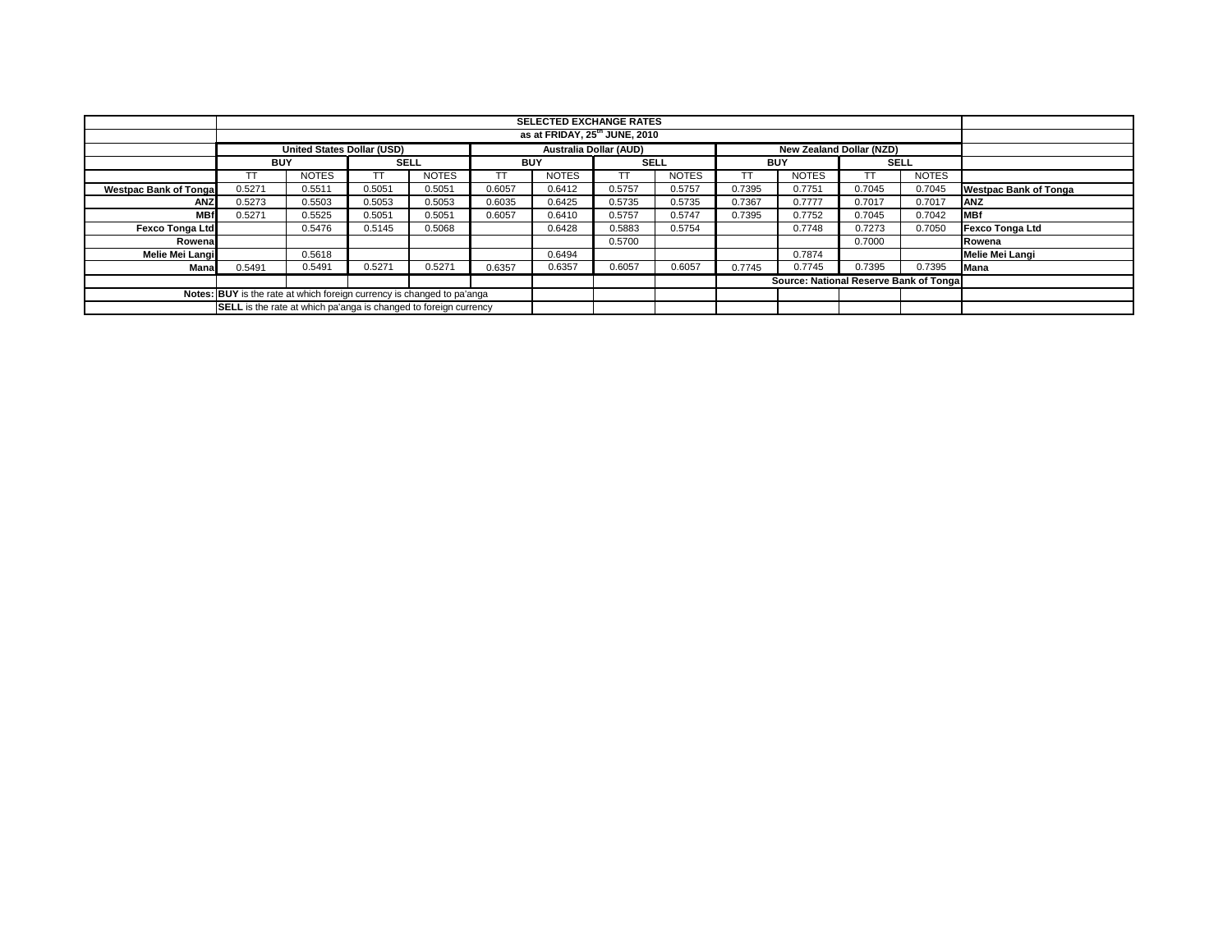| | SELECTED EXCHANGE RATES | | | | | | | | | | | | |
|---|---|---|---|---|---|---|---|---|---|---|---|---|---|
| | as at FRIDAY, 25th JUNE, 2010 | | | | | | | | | | | | |
| | United States Dollar (USD) | | | | Australia Dollar (AUD) | | | | New Zealand Dollar (NZD) | | | | |
| | BUY | | SELL | | BUY | | SELL | | BUY | | SELL | | |
| | TT | NOTES | TT | NOTES | TT | NOTES | TT | NOTES | TT | NOTES | TT | NOTES | |
| **Westpac Bank of Tonga** | 0.5271 | 0.5511 | 0.5051 | 0.5051 | 0.6057 | 0.6412 | 0.5757 | 0.5757 | 0.7395 | 0.7751 | 0.7045 | 0.7045 | **Westpac Bank of Tonga** |
| **ANZ** | 0.5273 | 0.5503 | 0.5053 | 0.5053 | 0.6035 | 0.6425 | 0.5735 | 0.5735 | 0.7367 | 0.7777 | 0.7017 | 0.7017 | **ANZ** |
| **MBf** | 0.5271 | 0.5525 | 0.5051 | 0.5051 | 0.6057 | 0.6410 | 0.5757 | 0.5747 | 0.7395 | 0.7752 | 0.7045 | 0.7042 | **MBf** |
| **Fexco Tonga Ltd** | | 0.5476 | 0.5145 | 0.5068 | | 0.6428 | 0.5883 | 0.5754 | | 0.7748 | 0.7273 | 0.7050 | **Fexco Tonga Ltd** |
| **Rowena** | | | | | | | 0.5700 | | | | 0.7000 | | **Rowena** |
| **Melie Mei Langi** | | 0.5618 | | | | 0.6494 | | | | 0.7874 | | | **Melie Mei Langi** |
| **Mana** | 0.5491 | 0.5491 | 0.5271 | 0.5271 | 0.6357 | 0.6357 | 0.6057 | 0.6057 | 0.7745 | 0.7745 | 0.7395 | 0.7395 | **Mana** |
| | | | | | | | | | **Source: National Reserve Bank of Tonga** | | | | |
| **Notes:** | **BUY** is the rate at which foreign currency is changed to pa'anga | | | | | | | | | | | | |
| | **SELL** is the rate at which pa'anga is changed to foreign currency | | | | | | | | | | | | |